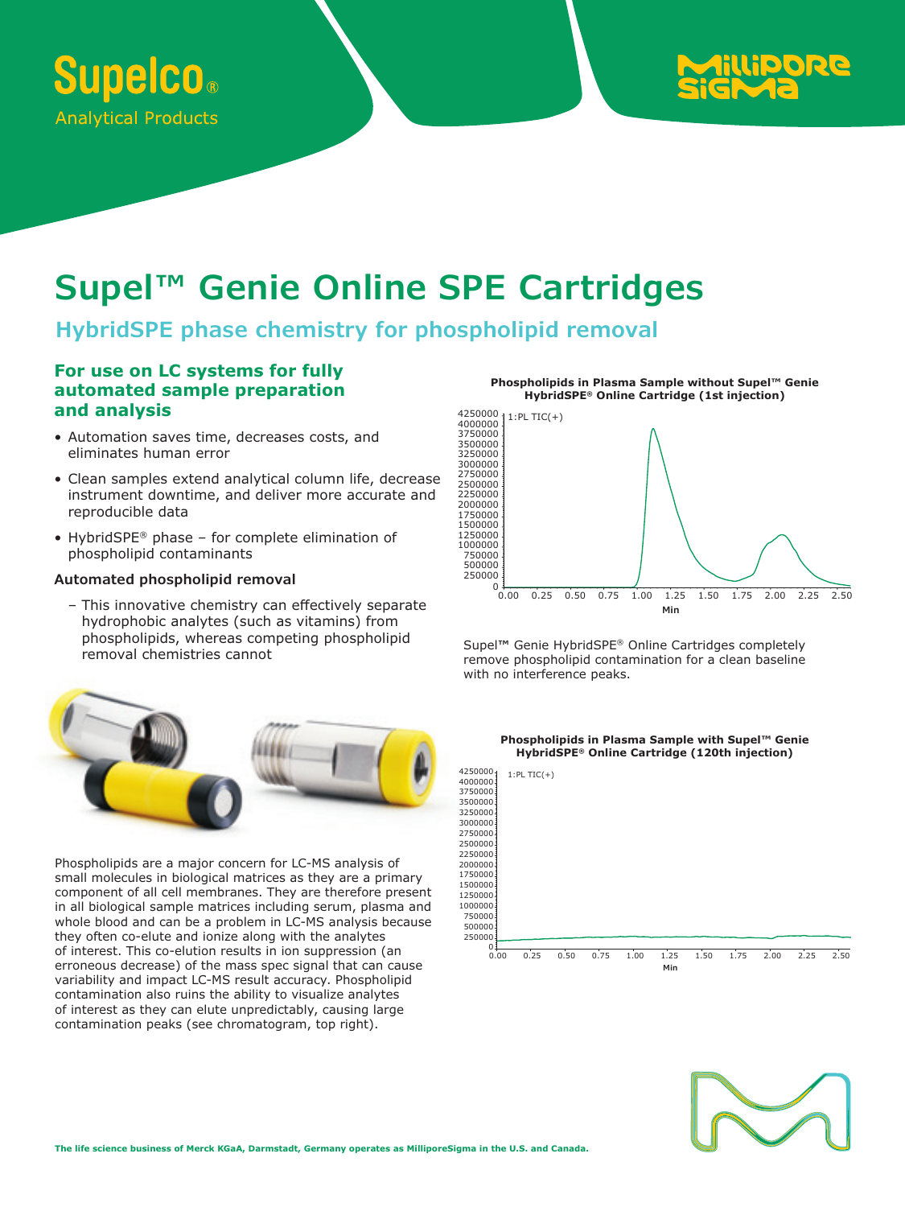Supelco®

Analytical Products

# Supel™ Genie Online SPE Cartridges

## HybridSPE phase chemistry for phospholipid removal

### For use on LC systems for fully automated sample preparation and analysis

- Automation saves time, decreases costs, and eliminates human error
- Clean samples extend analytical column life, decrease instrument downtime, and deliver more accurate and reproducible data
- HybridSPE® phase – for complete elimination of phospholipid contaminants

**Automated phospholipid removal**

– This innovative chemistry can effectively separate hydrophobic analytes (such as vitamins) from phospholipids, whereas competing phospholipid removal chemistries cannot

Phospholipids are a major concern for LC-MS analysis of small molecules in biological matrices as they are a primary component of all cell membranes. They are therefore present in all biological sample matrices including serum, plasma and whole blood and can be a problem in LC-MS analysis because they often co-elute and ionize along with the analytes of interest. This co-elution results in ion suppression (an erroneous decrease) of the mass spec signal that can cause variability and impact LC-MS result accuracy. Phospholipid contamination also ruins the ability to visualize analytes of interest as they can elute unpredictably, causing large contamination peaks (see chromatogram, top right).

**Phospholipids in Plasma Sample without Supel™ Genie HybridSPE® Online Cartridge (1st injection)**

Supel™ Genie HybridSPE® Online Cartridges completely remove phospholipid contamination for a clean baseline with no interference peaks.

**Phospholipids in Plasma Sample with Supel™ Genie HybridSPE® Online Cartridge (120th injection)**

The life science business of Merck KGaA, Darmstadt, Germany operates as MilliporeSigma in the U.S. and Canada.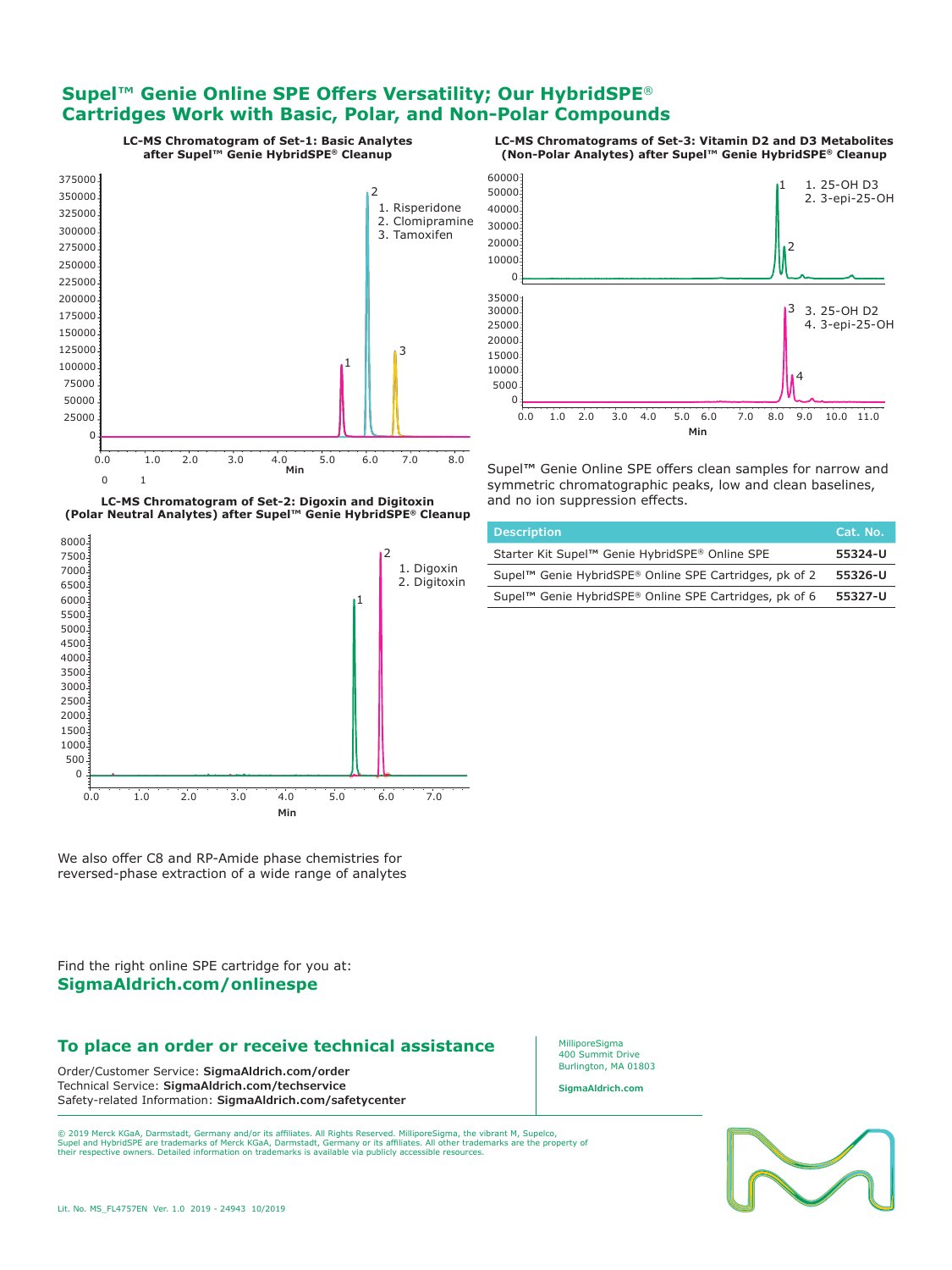## Supel™ Genie Online SPE Offers Versatility; Our HybridSPE® Cartridges Work with Basic, Polar, and Non-Polar Compounds

**LC-MS Chromatogram of Set-1: Basic Analytes after Supel™ Genie HybridSPE® Cleanup**

375000
350000
325000
300000
275000
250000
225000
200000
175000
150000
125000
100000
75000
50000
25000
0

0.0 1.0 2.0 3.0 4.0 5.0 6.0 7.0 8.0
Min

0 1

1. Risperidone
2. Clomipramine
3. Tamoxifen

**LC-MS Chromatogram of Set-2: Digoxin and Digitoxin (Polar Neutral Analytes) after Supel™ Genie HybridSPE® Cleanup**

8000
7500
7000
6500
6000
5500
5000
4500
4000
3500
3000
2500
2000
1500
1000
500
0

0.0 1.0 2.0 3.0 4.0 5.0 6.0 7.0
Min

1. Digoxin
2. Digitoxin

We also offer C8 and RP-Amide phase chemistries for reversed-phase extraction of a wide range of analytes

**LC-MS Chromatograms of Set-3: Vitamin D2 and D3 Metabolites (Non-Polar Analytes) after Supel™ Genie HybridSPE® Cleanup**

60000
50000
40000
30000
20000
10000
0

1. 25-OH D3
2. 3-epi-25-OH

35000
30000
25000
20000
15000
10000
5000
0

3. 25-OH D2
4. 3-epi-25-OH

0.0 1.0 2.0 3.0 4.0 5.0 6.0 7.0 8.0 9.0 10.0 11.0
Min

Supel™ Genie Online SPE offers clean samples for narrow and symmetric chromatographic peaks, low and clean baselines, and no ion suppression effects.

| Description | Cat. No. |
|---|---|
| Starter Kit Supel™ Genie HybridSPE® Online SPE | **55324-U** |
| Supel™ Genie HybridSPE® Online SPE Cartridges, pk of 2 | **55326-U** |
| Supel™ Genie HybridSPE® Online SPE Cartridges, pk of 6 | **55327-U** |

Find the right online SPE cartridge for you at:
**SigmaAldrich.com/onlinespe**

### To place an order or receive technical assistance

Order/Customer Service: **SigmaAldrich.com/order**
Technical Service: **SigmaAldrich.com/techservice**
Safety-related Information: **SigmaAldrich.com/safetycenter**

MilliporeSigma
400 Summit Drive
Burlington, MA 01803

**SigmaAldrich.com**

© 2019 Merck KGaA, Darmstadt, Germany and/or its affiliates. All Rights Reserved. MilliporeSigma, the vibrant M, Supelco, Supel and HybridSPE are trademarks of Merck KGaA, Darmstadt, Germany or its affiliates. All other trademarks are the property of their respective owners. Detailed information on trademarks is available via publicly accessible resources.

Lit. No. MS_FL4757EN Ver. 1.0 2019 - 24943 10/2019